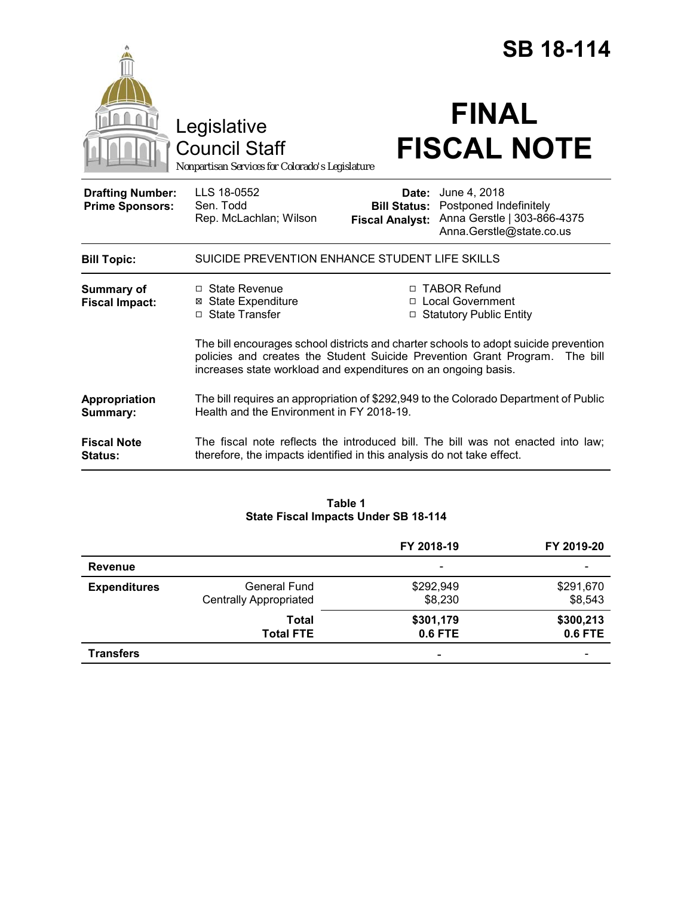# SB 18-114

Legislative Council Staff

*Nonpartisan Services for Colorado's Legislature*

# FINAL FISCAL NOTE

| | | | |
|---|---|---|---|
| **Drafting Number:** | LLS 18-0552 | **Date:** | June 4, 2018 |
| **Prime Sponsors:** | Sen. Todd<br>Rep. McLachlan; Wilson | **Bill Status:** | Postponed Indefinitely |
| | | **Fiscal Analyst:** | Anna Gerstle \| 303-866-4375<br>Anna.Gerstle@state.co.us |

| | |
|---|---|
| **Bill Topic:** | SUICIDE PREVENTION ENHANCE STUDENT LIFE SKILLS |
| **Summary of Fiscal Impact:** | ☐ State Revenue<br>☒ State Expenditure<br>☐ State Transfer<br>☐ TABOR Refund<br>☐ Local Government<br>☐ Statutory Public Entity<br><br>The bill encourages school districts and charter schools to adopt suicide prevention policies and creates the Student Suicide Prevention Grant Program. The bill increases state workload and expenditures on an ongoing basis. |
| **Appropriation Summary:** | The bill requires an appropriation of $292,949 to the Colorado Department of Public Health and the Environment in FY 2018-19. |
| **Fiscal Note Status:** | The fiscal note reflects the introduced bill. The bill was not enacted into law; therefore, the impacts identified in this analysis do not take effect. |

**Table 1**
**State Fiscal Impacts Under SB 18-114**

| | | FY 2018-19 | FY 2019-20 |
|---|---|---|---|
| **Revenue** | | - | - |
| **Expenditures** | General Fund | $292,949 | $291,670 |
| | Centrally Appropriated | $8,230 | $8,543 |
| | **Total** | **$301,179** | **$300,213** |
| | **Total FTE** | **0.6 FTE** | **0.6 FTE** |
| **Transfers** | | - | - |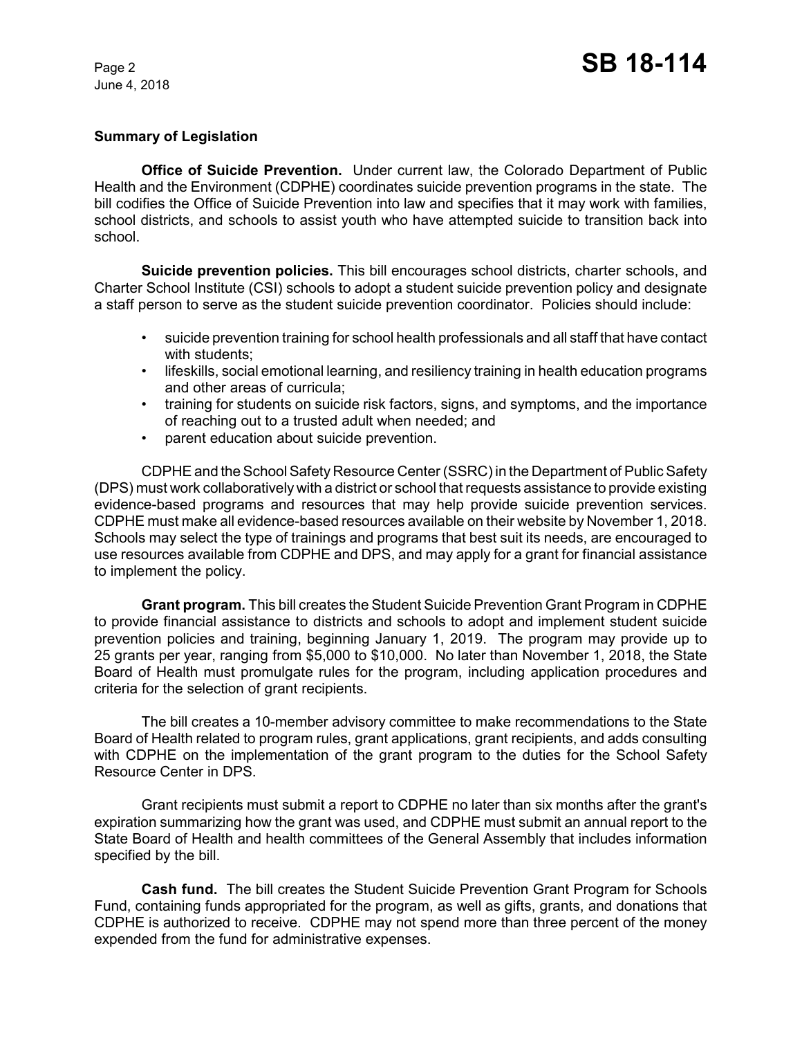## Summary of Legislation

**Office of Suicide Prevention.** Under current law, the Colorado Department of Public Health and the Environment (CDPHE) coordinates suicide prevention programs in the state. The bill codifies the Office of Suicide Prevention into law and specifies that it may work with families, school districts, and schools to assist youth who have attempted suicide to transition back into school.

**Suicide prevention policies.** This bill encourages school districts, charter schools, and Charter School Institute (CSI) schools to adopt a student suicide prevention policy and designate a staff person to serve as the student suicide prevention coordinator. Policies should include:

- suicide prevention training for school health professionals and all staff that have contact with students;
- lifeskills, social emotional learning, and resiliency training in health education programs and other areas of curricula;
- training for students on suicide risk factors, signs, and symptoms, and the importance of reaching out to a trusted adult when needed; and
- parent education about suicide prevention.

CDPHE and the School Safety Resource Center (SSRC) in the Department of Public Safety (DPS) must work collaboratively with a district or school that requests assistance to provide existing evidence-based programs and resources that may help provide suicide prevention services. CDPHE must make all evidence-based resources available on their website by November 1, 2018. Schools may select the type of trainings and programs that best suit its needs, are encouraged to use resources available from CDPHE and DPS, and may apply for a grant for financial assistance to implement the policy.

**Grant program.** This bill creates the Student Suicide Prevention Grant Program in CDPHE to provide financial assistance to districts and schools to adopt and implement student suicide prevention policies and training, beginning January 1, 2019. The program may provide up to 25 grants per year, ranging from $5,000 to $10,000. No later than November 1, 2018, the State Board of Health must promulgate rules for the program, including application procedures and criteria for the selection of grant recipients.

The bill creates a 10-member advisory committee to make recommendations to the State Board of Health related to program rules, grant applications, grant recipients, and adds consulting with CDPHE on the implementation of the grant program to the duties for the School Safety Resource Center in DPS.

Grant recipients must submit a report to CDPHE no later than six months after the grant's expiration summarizing how the grant was used, and CDPHE must submit an annual report to the State Board of Health and health committees of the General Assembly that includes information specified by the bill.

**Cash fund.** The bill creates the Student Suicide Prevention Grant Program for Schools Fund, containing funds appropriated for the program, as well as gifts, grants, and donations that CDPHE is authorized to receive. CDPHE may not spend more than three percent of the money expended from the fund for administrative expenses.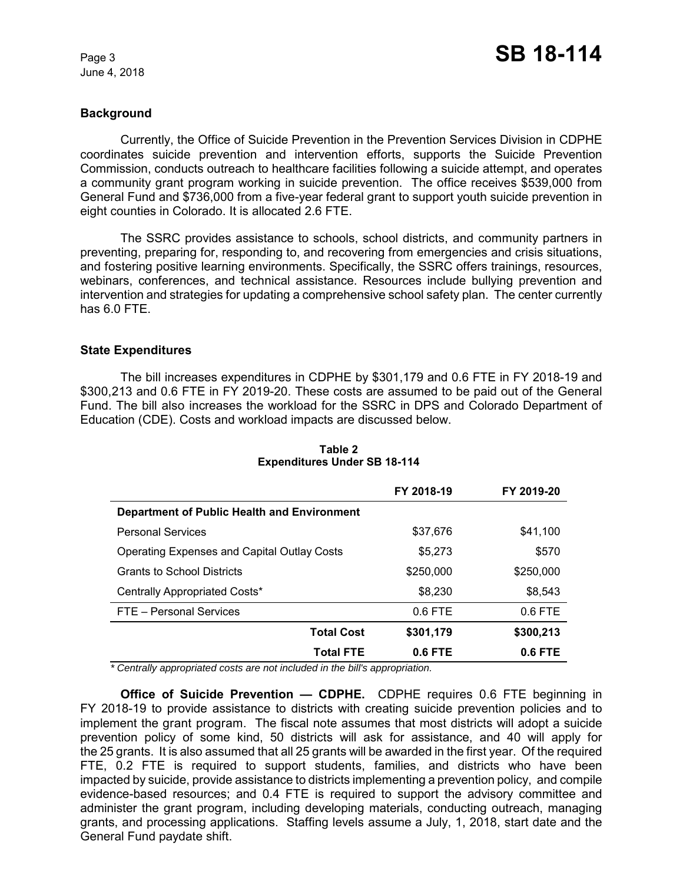## Background

Currently, the Office of Suicide Prevention in the Prevention Services Division in CDPHE coordinates suicide prevention and intervention efforts, supports the Suicide Prevention Commission, conducts outreach to healthcare facilities following a suicide attempt, and operates a community grant program working in suicide prevention. The office receives $539,000 from General Fund and $736,000 from a five-year federal grant to support youth suicide prevention in eight counties in Colorado. It is allocated 2.6 FTE.

The SSRC provides assistance to schools, school districts, and community partners in preventing, preparing for, responding to, and recovering from emergencies and crisis situations, and fostering positive learning environments. Specifically, the SSRC offers trainings, resources, webinars, conferences, and technical assistance. Resources include bullying prevention and intervention and strategies for updating a comprehensive school safety plan. The center currently has 6.0 FTE.

## State Expenditures

The bill increases expenditures in CDPHE by $301,179 and 0.6 FTE in FY 2018-19 and $300,213 and 0.6 FTE in FY 2019-20. These costs are assumed to be paid out of the General Fund. The bill also increases the workload for the SSRC in DPS and Colorado Department of Education (CDE). Costs and workload impacts are discussed below.

**Table 2**
**Expenditures Under SB 18-114**

| | FY 2018-19 | FY 2019-20 |
|---|---|---|
| **Department of Public Health and Environment** | | |
| Personal Services | $37,676 | $41,100 |
| Operating Expenses and Capital Outlay Costs | $5,273 | $570 |
| Grants to School Districts | $250,000 | $250,000 |
| Centrally Appropriated Costs* | $8,230 | $8,543 |
| FTE – Personal Services | 0.6 FTE | 0.6 FTE |
| **Total Cost** | **$301,179** | **$300,213** |
| **Total FTE** | **0.6 FTE** | **0.6 FTE** |

*\* Centrally appropriated costs are not included in the bill's appropriation.*

**Office of Suicide Prevention — CDPHE.** CDPHE requires 0.6 FTE beginning in FY 2018-19 to provide assistance to districts with creating suicide prevention policies and to implement the grant program. The fiscal note assumes that most districts will adopt a suicide prevention policy of some kind, 50 districts will ask for assistance, and 40 will apply for the 25 grants. It is also assumed that all 25 grants will be awarded in the first year. Of the required FTE, 0.2 FTE is required to support students, families, and districts who have been impacted by suicide, provide assistance to districts implementing a prevention policy, and compile evidence-based resources; and 0.4 FTE is required to support the advisory committee and administer the grant program, including developing materials, conducting outreach, managing grants, and processing applications. Staffing levels assume a July, 1, 2018, start date and the General Fund paydate shift.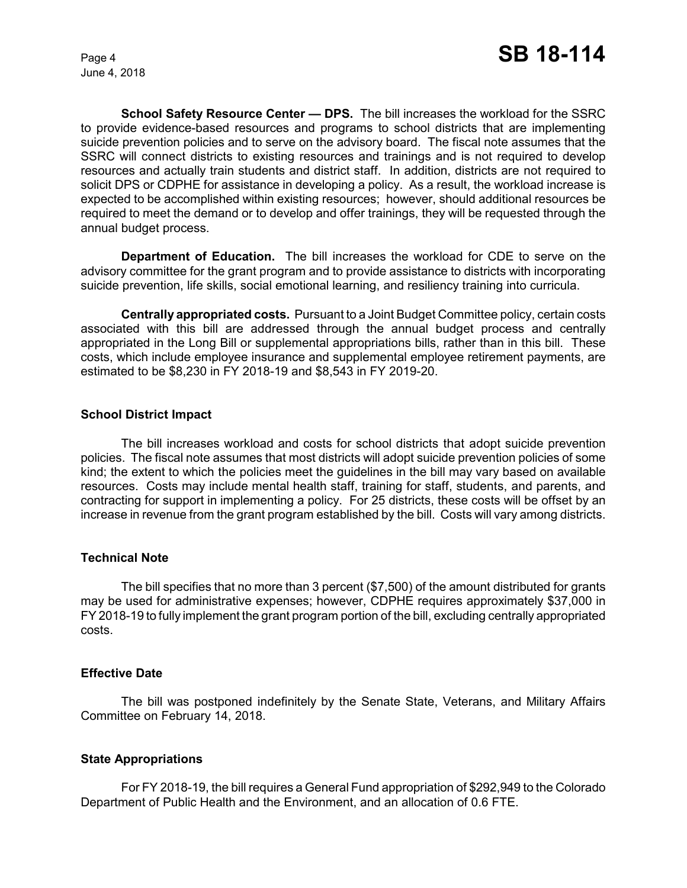**School Safety Resource Center — DPS.** The bill increases the workload for the SSRC to provide evidence-based resources and programs to school districts that are implementing suicide prevention policies and to serve on the advisory board. The fiscal note assumes that the SSRC will connect districts to existing resources and trainings and is not required to develop resources and actually train students and district staff. In addition, districts are not required to solicit DPS or CDPHE for assistance in developing a policy. As a result, the workload increase is expected to be accomplished within existing resources; however, should additional resources be required to meet the demand or to develop and offer trainings, they will be requested through the annual budget process.

**Department of Education.** The bill increases the workload for CDE to serve on the advisory committee for the grant program and to provide assistance to districts with incorporating suicide prevention, life skills, social emotional learning, and resiliency training into curricula.

**Centrally appropriated costs.** Pursuant to a Joint Budget Committee policy, certain costs associated with this bill are addressed through the annual budget process and centrally appropriated in the Long Bill or supplemental appropriations bills, rather than in this bill. These costs, which include employee insurance and supplemental employee retirement payments, are estimated to be $8,230 in FY 2018-19 and $8,543 in FY 2019-20.

### School District Impact

The bill increases workload and costs for school districts that adopt suicide prevention policies. The fiscal note assumes that most districts will adopt suicide prevention policies of some kind; the extent to which the policies meet the guidelines in the bill may vary based on available resources. Costs may include mental health staff, training for staff, students, and parents, and contracting for support in implementing a policy. For 25 districts, these costs will be offset by an increase in revenue from the grant program established by the bill. Costs will vary among districts.

### Technical Note

The bill specifies that no more than 3 percent ($7,500) of the amount distributed for grants may be used for administrative expenses; however, CDPHE requires approximately $37,000 in FY 2018-19 to fully implement the grant program portion of the bill, excluding centrally appropriated costs.

### Effective Date

The bill was postponed indefinitely by the Senate State, Veterans, and Military Affairs Committee on February 14, 2018.

### State Appropriations

For FY 2018-19, the bill requires a General Fund appropriation of $292,949 to the Colorado Department of Public Health and the Environment, and an allocation of 0.6 FTE.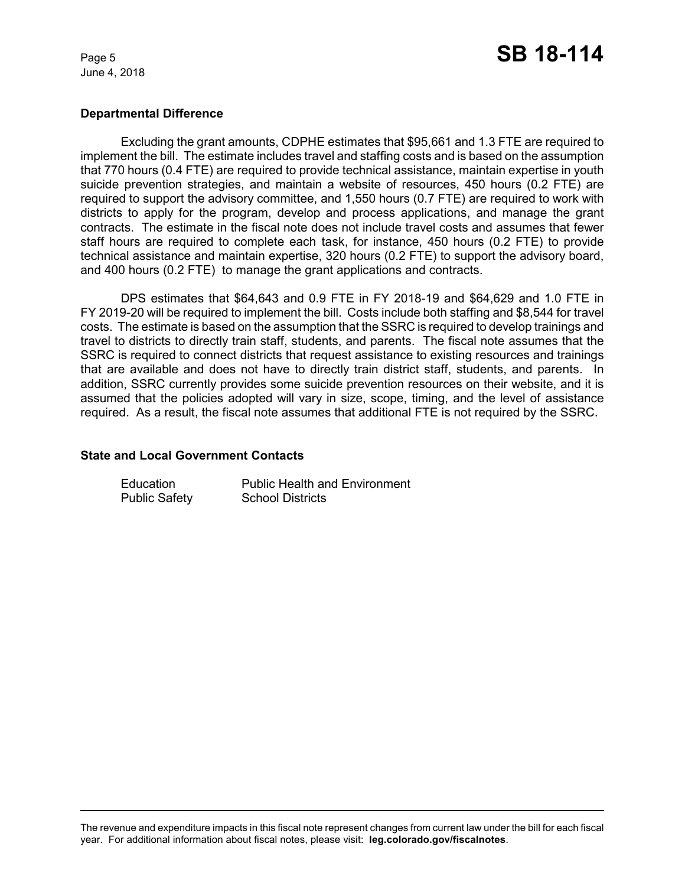### Departmental Difference

Excluding the grant amounts, CDPHE estimates that $95,661 and 1.3 FTE are required to implement the bill. The estimate includes travel and staffing costs and is based on the assumption that 770 hours (0.4 FTE) are required to provide technical assistance, maintain expertise in youth suicide prevention strategies, and maintain a website of resources, 450 hours (0.2 FTE) are required to support the advisory committee, and 1,550 hours (0.7 FTE) are required to work with districts to apply for the program, develop and process applications, and manage the grant contracts. The estimate in the fiscal note does not include travel costs and assumes that fewer staff hours are required to complete each task, for instance, 450 hours (0.2 FTE) to provide technical assistance and maintain expertise, 320 hours (0.2 FTE) to support the advisory board, and 400 hours (0.2 FTE) to manage the grant applications and contracts.

DPS estimates that $64,643 and 0.9 FTE in FY 2018-19 and $64,629 and 1.0 FTE in FY 2019-20 will be required to implement the bill. Costs include both staffing and $8,544 for travel costs. The estimate is based on the assumption that the SSRC is required to develop trainings and travel to districts to directly train staff, students, and parents. The fiscal note assumes that the SSRC is required to connect districts that request assistance to existing resources and trainings that are available and does not have to directly train district staff, students, and parents. In addition, SSRC currently provides some suicide prevention resources on their website, and it is assumed that the policies adopted will vary in size, scope, timing, and the level of assistance required. As a result, the fiscal note assumes that additional FTE is not required by the SSRC.

### State and Local Government Contacts

| | |
|---|---|
| Education | Public Health and Environment |
| Public Safety | School Districts |

The revenue and expenditure impacts in this fiscal note represent changes from current law under the bill for each fiscal year. For additional information about fiscal notes, please visit: **leg.colorado.gov/fiscalnotes**.